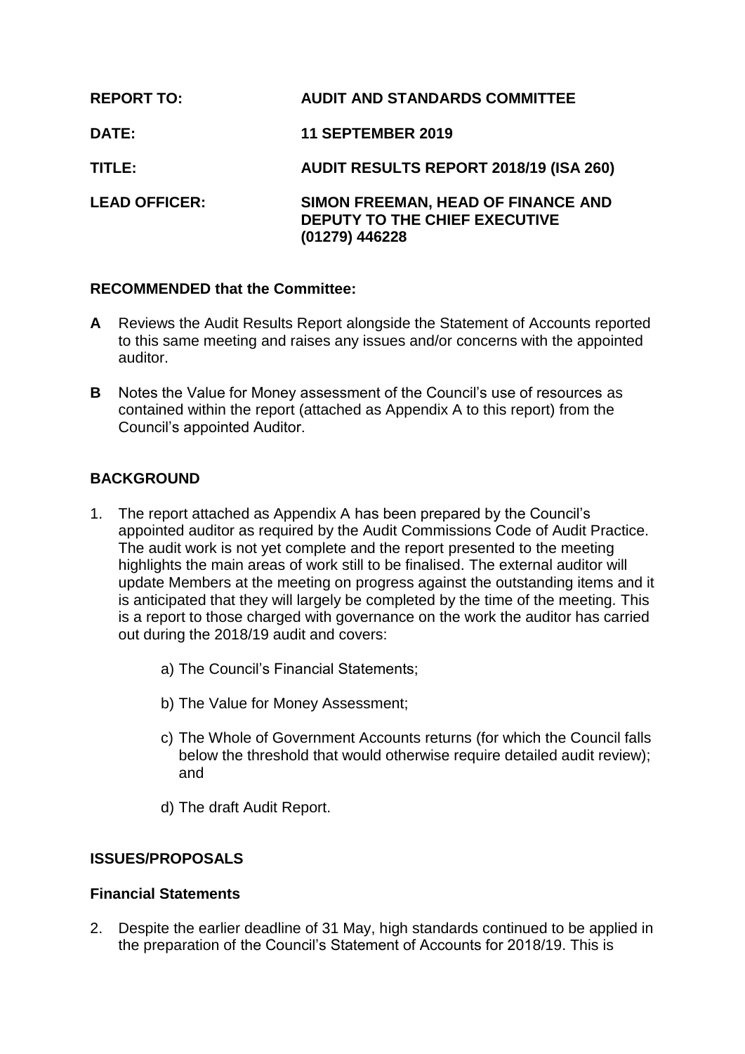| | |
|---|---|
| **REPORT TO:** | **AUDIT AND STANDARDS COMMITTEE** |
| **DATE:** | **11 SEPTEMBER 2019** |
| **TITLE:** | **AUDIT RESULTS REPORT 2018/19 (ISA 260)** |
| **LEAD OFFICER:** | **SIMON FREEMAN, HEAD OF FINANCE AND DEPUTY TO THE CHIEF EXECUTIVE (01279) 446228** |

**RECOMMENDED that the Committee:**

**A** Reviews the Audit Results Report alongside the Statement of Accounts reported to this same meeting and raises any issues and/or concerns with the appointed auditor.

**B** Notes the Value for Money assessment of the Council's use of resources as contained within the report (attached as Appendix A to this report) from the Council's appointed Auditor.

## BACKGROUND

1. The report attached as Appendix A has been prepared by the Council's appointed auditor as required by the Audit Commissions Code of Audit Practice. The audit work is not yet complete and the report presented to the meeting highlights the main areas of work still to be finalised. The external auditor will update Members at the meeting on progress against the outstanding items and it is anticipated that they will largely be completed by the time of the meeting. This is a report to those charged with governance on the work the auditor has carried out during the 2018/19 audit and covers:

   a) The Council's Financial Statements;

   b) The Value for Money Assessment;

   c) The Whole of Government Accounts returns (for which the Council falls below the threshold that would otherwise require detailed audit review); and

   d) The draft Audit Report.

## ISSUES/PROPOSALS

### Financial Statements

2. Despite the earlier deadline of 31 May, high standards continued to be applied in the preparation of the Council's Statement of Accounts for 2018/19. This is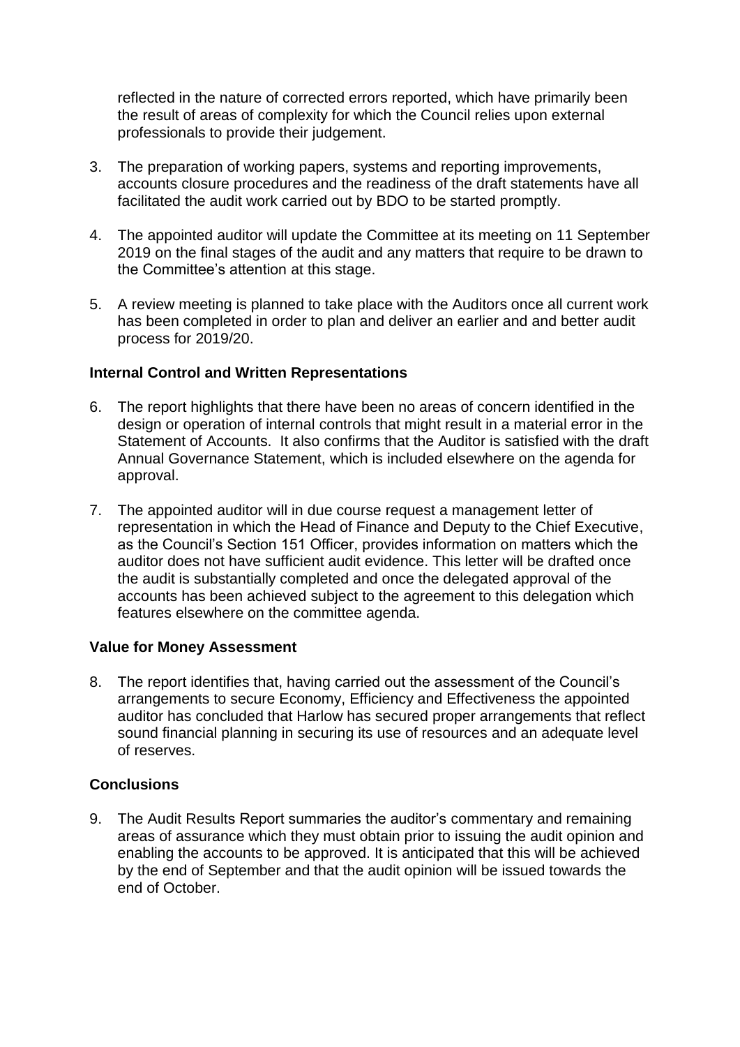reflected in the nature of corrected errors reported, which have primarily been the result of areas of complexity for which the Council relies upon external professionals to provide their judgement.

3. The preparation of working papers, systems and reporting improvements, accounts closure procedures and the readiness of the draft statements have all facilitated the audit work carried out by BDO to be started promptly.

4. The appointed auditor will update the Committee at its meeting on 11 September 2019 on the final stages of the audit and any matters that require to be drawn to the Committee's attention at this stage.

5. A review meeting is planned to take place with the Auditors once all current work has been completed in order to plan and deliver an earlier and and better audit process for 2019/20.

**Internal Control and Written Representations**

6. The report highlights that there have been no areas of concern identified in the design or operation of internal controls that might result in a material error in the Statement of Accounts. It also confirms that the Auditor is satisfied with the draft Annual Governance Statement, which is included elsewhere on the agenda for approval.

7. The appointed auditor will in due course request a management letter of representation in which the Head of Finance and Deputy to the Chief Executive, as the Council's Section 151 Officer, provides information on matters which the auditor does not have sufficient audit evidence. This letter will be drafted once the audit is substantially completed and once the delegated approval of the accounts has been achieved subject to the agreement to this delegation which features elsewhere on the committee agenda.

**Value for Money Assessment**

8. The report identifies that, having carried out the assessment of the Council's arrangements to secure Economy, Efficiency and Effectiveness the appointed auditor has concluded that Harlow has secured proper arrangements that reflect sound financial planning in securing its use of resources and an adequate level of reserves.

**Conclusions**

9. The Audit Results Report summaries the auditor's commentary and remaining areas of assurance which they must obtain prior to issuing the audit opinion and enabling the accounts to be approved. It is anticipated that this will be achieved by the end of September and that the audit opinion will be issued towards the end of October.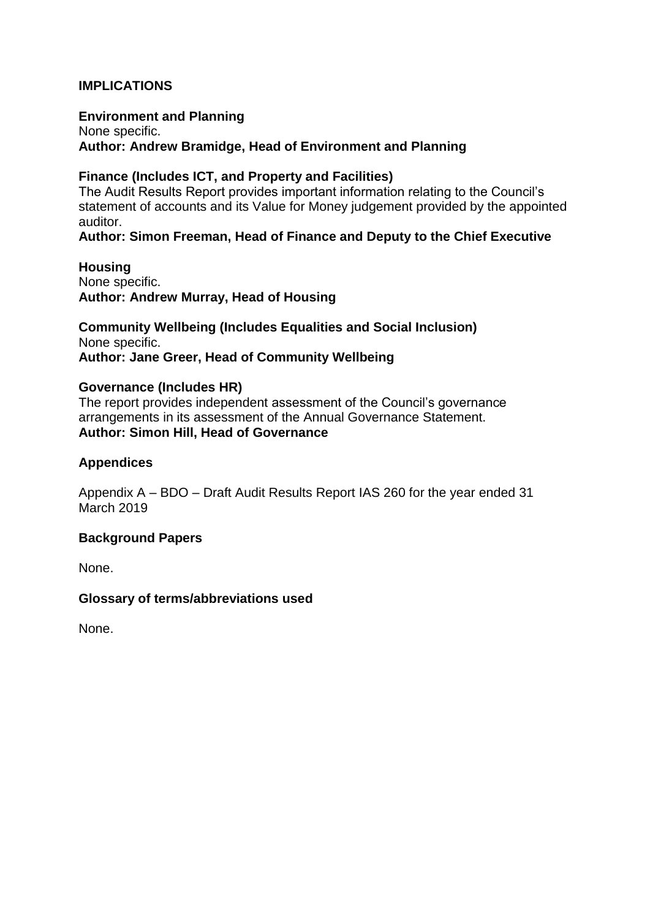**IMPLICATIONS**

**Environment and Planning**
None specific.
**Author: Andrew Bramidge, Head of Environment and Planning**

**Finance (Includes ICT, and Property and Facilities)**
The Audit Results Report provides important information relating to the Council's statement of accounts and its Value for Money judgement provided by the appointed auditor.
**Author: Simon Freeman, Head of Finance and Deputy to the Chief Executive**

**Housing**
None specific.
**Author: Andrew Murray, Head of Housing**

**Community Wellbeing (Includes Equalities and Social Inclusion)**
None specific.
**Author: Jane Greer, Head of Community Wellbeing**

**Governance (Includes HR)**
The report provides independent assessment of the Council's governance arrangements in its assessment of the Annual Governance Statement.
**Author: Simon Hill, Head of Governance**

**Appendices**

Appendix A – BDO – Draft Audit Results Report IAS 260 for the year ended 31 March 2019

**Background Papers**

None.

**Glossary of terms/abbreviations used**

None.